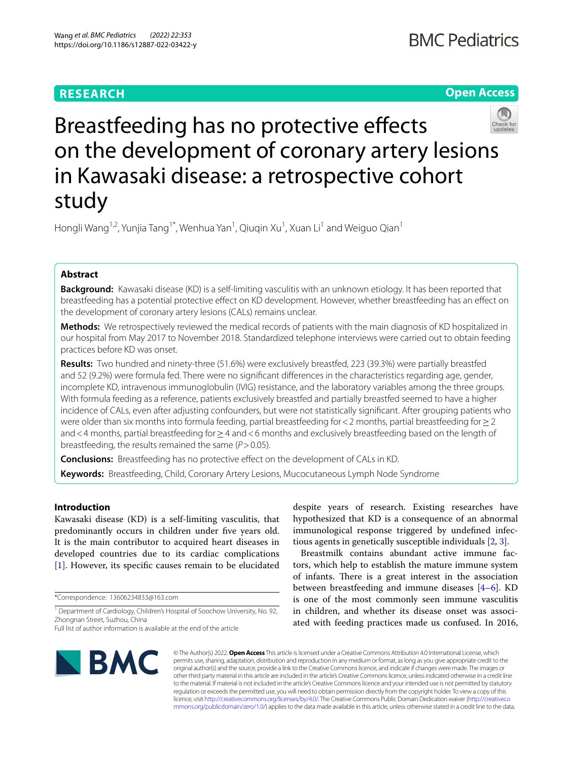RESEARCH

Open Access

# Breastfeeding has no protective effects on the development of coronary artery lesions in Kawasaki disease: a retrospective cohort study

Hongli Wang[1,2], Yunjia Tang[1*], Wenhua Yan[1], Qiuqin Xu[1], Xuan Li[1] and Weiguo Qian[1]

## Abstract

**Background:** Kawasaki disease (KD) is a self-limiting vasculitis with an unknown etiology. It has been reported that breastfeeding has a potential protective effect on KD development. However, whether breastfeeding has an effect on the development of coronary artery lesions (CALs) remains unclear.

**Methods:** We retrospectively reviewed the medical records of patients with the main diagnosis of KD hospitalized in our hospital from May 2017 to November 2018. Standardized telephone interviews were carried out to obtain feeding practices before KD was onset.

**Results:** Two hundred and ninety-three (51.6%) were exclusively breastfed, 223 (39.3%) were partially breastfed and 52 (9.2%) were formula fed. There were no significant differences in the characteristics regarding age, gender, incomplete KD, intravenous immunoglobulin (IVIG) resistance, and the laboratory variables among the three groups. With formula feeding as a reference, patients exclusively breastfed and partially breastfed seemed to have a higher incidence of CALs, even after adjusting confounders, but were not statistically significant. After grouping patients who were older than six months into formula feeding, partial breastfeeding for < 2 months, partial breastfeeding for ≥ 2 and < 4 months, partial breastfeeding for ≥ 4 and < 6 months and exclusively breastfeeding based on the length of breastfeeding, the results remained the same ($P > 0.05$).

**Conclusions:** Breastfeeding has no protective effect on the development of CALs in KD.

**Keywords:** Breastfeeding, Child, Coronary Artery Lesions, Mucocutaneous Lymph Node Syndrome

## Introduction

Kawasaki disease (KD) is a self-limiting vasculitis, that predominantly occurs in children under five years old. It is the main contributor to acquired heart diseases in developed countries due to its cardiac complications [1]. However, its specific causes remain to be elucidated despite years of research. Existing researches have hypothesized that KD is a consequence of an abnormal immunological response triggered by undefined infectious agents in genetically susceptible individuals [2, 3].

Breastmilk contains abundant active immune factors, which help to establish the mature immune system of infants. There is a great interest in the association between breastfeeding and immune diseases [4–6]. KD is one of the most commonly seen immune vasculitis in children, and whether its disease onset was associated with feeding practices made us confused. In 2016,

*Correspondence: 13606234833@163.com

[1] Department of Cardiology, Children's Hospital of Soochow University, No. 92, Zhongnan Street, Suzhou, China

Full list of author information is available at the end of the article

© The Author(s) 2022. **Open Access** This article is licensed under a Creative Commons Attribution 4.0 International License, which permits use, sharing, adaptation, distribution and reproduction in any medium or format, as long as you give appropriate credit to the original author(s) and the source, provide a link to the Creative Commons licence, and indicate if changes were made. The images or other third party material in this article are included in the article's Creative Commons licence, unless indicated otherwise in a credit line to the material. If material is not included in the article's Creative Commons licence and your intended use is not permitted by statutory regulation or exceeds the permitted use, you will need to obtain permission directly from the copyright holder. To view a copy of this licence, visit http://creativecommons.org/licenses/by/4.0/. The Creative Commons Public Domain Dedication waiver (http://creativecommons.org/publicdomain/zero/1.0/) applies to the data made available in this article, unless otherwise stated in a credit line to the data.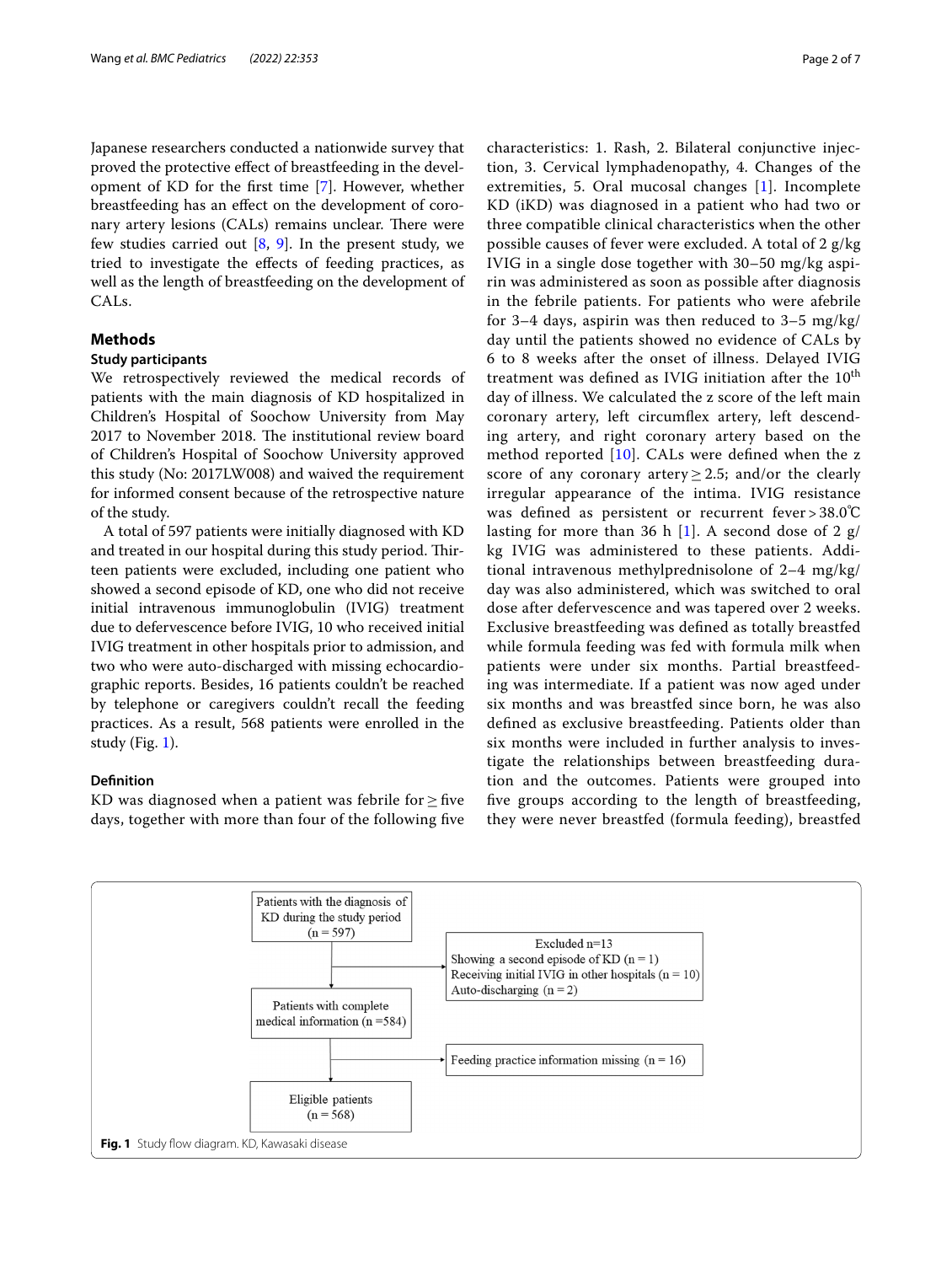Japanese researchers conducted a nationwide survey that proved the protective effect of breastfeeding in the development of KD for the first time [7]. However, whether breastfeeding has an effect on the development of coronary artery lesions (CALs) remains unclear. There were few studies carried out [8, 9]. In the present study, we tried to investigate the effects of feeding practices, as well as the length of breastfeeding on the development of CALs.

## Methods

### Study participants

We retrospectively reviewed the medical records of patients with the main diagnosis of KD hospitalized in Children's Hospital of Soochow University from May 2017 to November 2018. The institutional review board of Children's Hospital of Soochow University approved this study (No: 2017LW008) and waived the requirement for informed consent because of the retrospective nature of the study.

A total of 597 patients were initially diagnosed with KD and treated in our hospital during this study period. Thirteen patients were excluded, including one patient who showed a second episode of KD, one who did not receive initial intravenous immunoglobulin (IVIG) treatment due to defervescence before IVIG, 10 who received initial IVIG treatment in other hospitals prior to admission, and two who were auto-discharged with missing echocardiographic reports. Besides, 16 patients couldn't be reached by telephone or caregivers couldn't recall the feeding practices. As a result, 568 patients were enrolled in the study (Fig. 1).

### Definition

KD was diagnosed when a patient was febrile for ≥ five days, together with more than four of the following five characteristics: 1. Rash, 2. Bilateral conjunctive injection, 3. Cervical lymphadenopathy, 4. Changes of the extremities, 5. Oral mucosal changes [1]. Incomplete KD (iKD) was diagnosed in a patient who had two or three compatible clinical characteristics when the other possible causes of fever were excluded. A total of 2 g/kg IVIG in a single dose together with 30–50 mg/kg aspirin was administered as soon as possible after diagnosis in the febrile patients. For patients who were afebrile for 3–4 days, aspirin was then reduced to 3–5 mg/kg/day until the patients showed no evidence of CALs by 6 to 8 weeks after the onset of illness. Delayed IVIG treatment was defined as IVIG initiation after the 10$^{th}$ day of illness. We calculated the z score of the left main coronary artery, left circumflex artery, left descending artery, and right coronary artery based on the method reported [10]. CALs were defined when the z score of any coronary artery ≥ 2.5; and/or the clearly irregular appearance of the intima. IVIG resistance was defined as persistent or recurrent fever > 38.0℃ lasting for more than 36 h [1]. A second dose of 2 g/kg IVIG was administered to these patients. Additional intravenous methylprednisolone of 2–4 mg/kg/day was also administered, which was switched to oral dose after defervescence and was tapered over 2 weeks. Exclusive breastfeeding was defined as totally breastfed while formula feeding was fed with formula milk when patients were under six months. Partial breastfeeding was intermediate. If a patient was now aged under six months and was breastfed since born, he was also defined as exclusive breastfeeding. Patients older than six months were included in further analysis to investigate the relationships between breastfeeding duration and the outcomes. Patients were grouped into five groups according to the length of breastfeeding, they were never breastfed (formula feeding), breastfed

Patients with the diagnosis of KD during the study period (n = 597)

Excluded n=13
Showing a second episode of KD (n = 1)
Receiving initial IVIG in other hospitals (n = 10)
Auto-discharging (n = 2)

Patients with complete medical information (n =584)

Feeding practice information missing (n = 16)

Eligible patients (n = 568)

**Fig. 1** Study flow diagram. KD, Kawasaki disease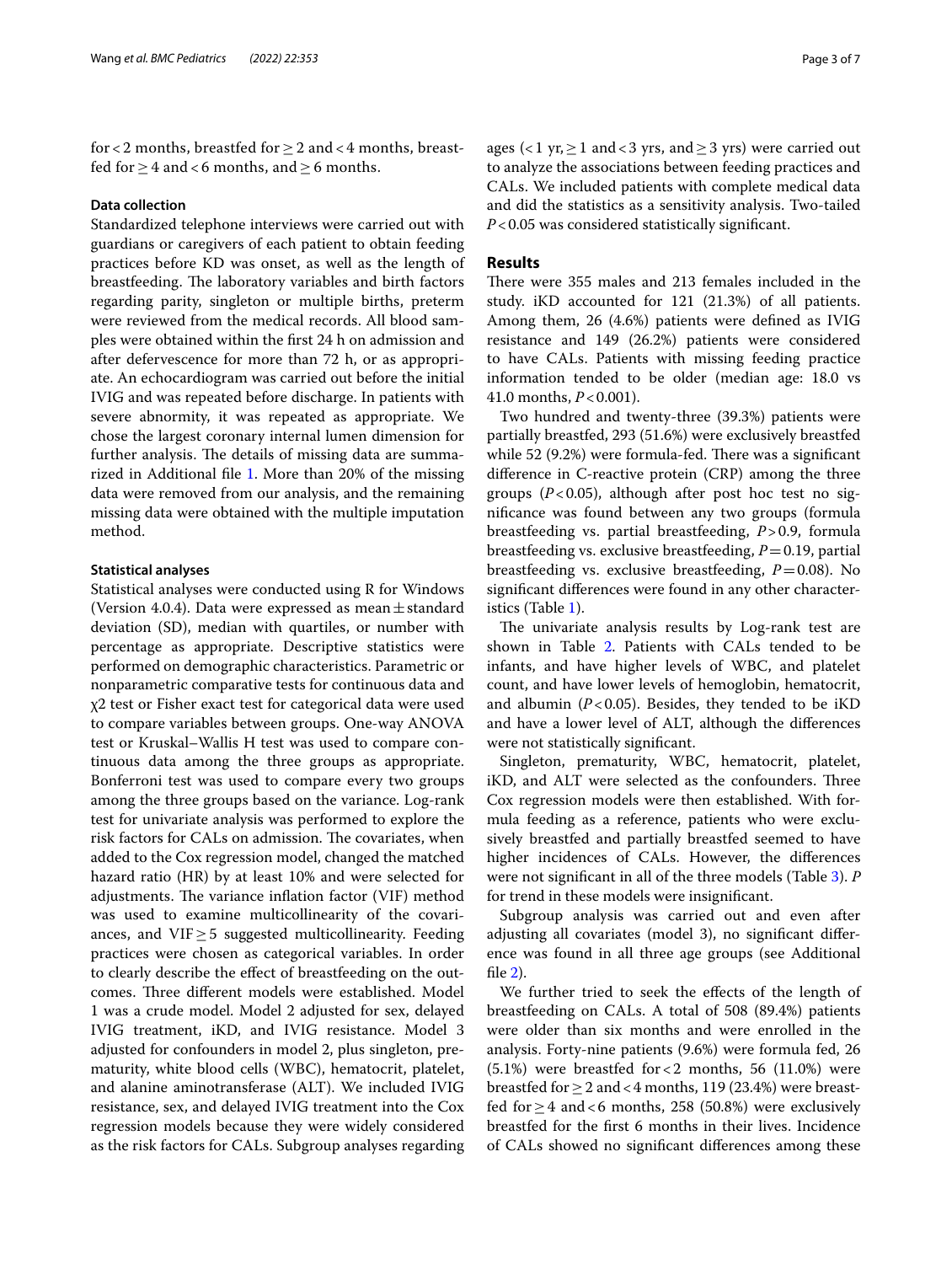for < 2 months, breastfed for ≥ 2 and < 4 months, breastfed for ≥ 4 and < 6 months, and ≥ 6 months.

### Data collection

Standardized telephone interviews were carried out with guardians or caregivers of each patient to obtain feeding practices before KD was onset, as well as the length of breastfeeding. The laboratory variables and birth factors regarding parity, singleton or multiple births, preterm were reviewed from the medical records. All blood samples were obtained within the first 24 h on admission and after defervescence for more than 72 h, or as appropriate. An echocardiogram was carried out before the initial IVIG and was repeated before discharge. In patients with severe abnormity, it was repeated as appropriate. We chose the largest coronary internal lumen dimension for further analysis. The details of missing data are summarized in Additional file 1. More than 20% of the missing data were removed from our analysis, and the remaining missing data were obtained with the multiple imputation method.

### Statistical analyses

Statistical analyses were conducted using R for Windows (Version 4.0.4). Data were expressed as mean ± standard deviation (SD), median with quartiles, or number with percentage as appropriate. Descriptive statistics were performed on demographic characteristics. Parametric or nonparametric comparative tests for continuous data and $\chi 2$ test or Fisher exact test for categorical data were used to compare variables between groups. One-way ANOVA test or Kruskal–Wallis H test was used to compare continuous data among the three groups as appropriate. Bonferroni test was used to compare every two groups among the three groups based on the variance. Log-rank test for univariate analysis was performed to explore the risk factors for CALs on admission. The covariates, when added to the Cox regression model, changed the matched hazard ratio (HR) by at least 10% and were selected for adjustments. The variance inflation factor (VIF) method was used to examine multicollinearity of the covariances, and VIF ≥ 5 suggested multicollinearity. Feeding practices were chosen as categorical variables. In order to clearly describe the effect of breastfeeding on the outcomes. Three different models were established. Model 1 was a crude model. Model 2 adjusted for sex, delayed IVIG treatment, iKD, and IVIG resistance. Model 3 adjusted for confounders in model 2, plus singleton, prematurity, white blood cells (WBC), hematocrit, platelet, and alanine aminotransferase (ALT). We included IVIG resistance, sex, and delayed IVIG treatment into the Cox regression models because they were widely considered as the risk factors for CALs. Subgroup analyses regarding ages (< 1 yr, ≥ 1 and < 3 yrs, and ≥ 3 yrs) were carried out to analyze the associations between feeding practices and CALs. We included patients with complete medical data and did the statistics as a sensitivity analysis. Two-tailed $P < 0.05$ was considered statistically significant.

## Results

There were 355 males and 213 females included in the study. iKD accounted for 121 (21.3%) of all patients. Among them, 26 (4.6%) patients were defined as IVIG resistance and 149 (26.2%) patients were considered to have CALs. Patients with missing feeding practice information tended to be older (median age: 18.0 vs 41.0 months, $P < 0.001$).

Two hundred and twenty-three (39.3%) patients were partially breastfed, 293 (51.6%) were exclusively breastfed while 52 (9.2%) were formula-fed. There was a significant difference in C-reactive protein (CRP) among the three groups ($P < 0.05$), although after post hoc test no significance was found between any two groups (formula breastfeeding vs. partial breastfeeding, $P > 0.9$, formula breastfeeding vs. exclusive breastfeeding, $P = 0.19$, partial breastfeeding vs. exclusive breastfeeding, $P = 0.08$). No significant differences were found in any other characteristics (Table 1).

The univariate analysis results by Log-rank test are shown in Table 2. Patients with CALs tended to be infants, and have higher levels of WBC, and platelet count, and have lower levels of hemoglobin, hematocrit, and albumin ($P < 0.05$). Besides, they tended to be iKD and have a lower level of ALT, although the differences were not statistically significant.

Singleton, prematurity, WBC, hematocrit, platelet, iKD, and ALT were selected as the confounders. Three Cox regression models were then established. With formula feeding as a reference, patients who were exclusively breastfed and partially breastfed seemed to have higher incidences of CALs. However, the differences were not significant in all of the three models (Table 3). *P* for trend in these models were insignificant.

Subgroup analysis was carried out and even after adjusting all covariates (model 3), no significant difference was found in all three age groups (see Additional file 2).

We further tried to seek the effects of the length of breastfeeding on CALs. A total of 508 (89.4%) patients were older than six months and were enrolled in the analysis. Forty-nine patients (9.6%) were formula fed, 26 (5.1%) were breastfed for < 2 months, 56 (11.0%) were breastfed for ≥ 2 and < 4 months, 119 (23.4%) were breastfed for ≥ 4 and < 6 months, 258 (50.8%) were exclusively breastfed for the first 6 months in their lives. Incidence of CALs showed no significant differences among these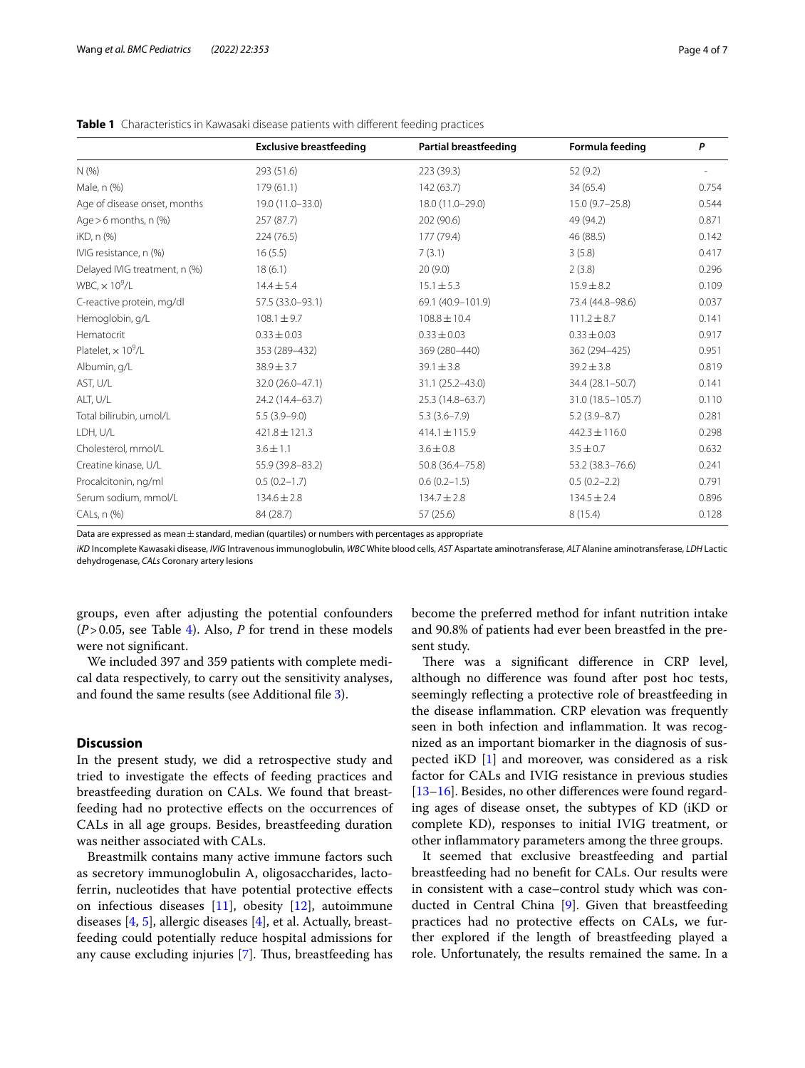**Table 1** Characteristics in Kawasaki disease patients with different feeding practices

|  | Exclusive breastfeeding | Partial breastfeeding | Formula feeding | P |
|---|---|---|---|---|
| N (%) | 293 (51.6) | 223 (39.3) | 52 (9.2) | - |
| Male, n (%) | 179 (61.1) | 142 (63.7) | 34 (65.4) | 0.754 |
| Age of disease onset, months | 19.0 (11.0–33.0) | 18.0 (11.0–29.0) | 15.0 (9.7–25.8) | 0.544 |
| Age > 6 months, n (%) | 257 (87.7) | 202 (90.6) | 49 (94.2) | 0.871 |
| iKD, n (%) | 224 (76.5) | 177 (79.4) | 46 (88.5) | 0.142 |
| IVIG resistance, n (%) | 16 (5.5) | 7 (3.1) | 3 (5.8) | 0.417 |
| Delayed IVIG treatment, n (%) | 18 (6.1) | 20 (9.0) | 2 (3.8) | 0.296 |
| WBC, $\times 10^9$/L | 14.4 ± 5.4 | 15.1 ± 5.3 | 15.9 ± 8.2 | 0.109 |
| C-reactive protein, mg/dl | 57.5 (33.0–93.1) | 69.1 (40.9–101.9) | 73.4 (44.8–98.6) | 0.037 |
| Hemoglobin, g/L | 108.1 ± 9.7 | 108.8 ± 10.4 | 111.2 ± 8.7 | 0.141 |
| Hematocrit | 0.33 ± 0.03 | 0.33 ± 0.03 | 0.33 ± 0.03 | 0.917 |
| Platelet, $\times 10^9$/L | 353 (289–432) | 369 (280–440) | 362 (294–425) | 0.951 |
| Albumin, g/L | 38.9 ± 3.7 | 39.1 ± 3.8 | 39.2 ± 3.8 | 0.819 |
| AST, U/L | 32.0 (26.0–47.1) | 31.1 (25.2–43.0) | 34.4 (28.1–50.7) | 0.141 |
| ALT, U/L | 24.2 (14.4–63.7) | 25.3 (14.8–63.7) | 31.0 (18.5–105.7) | 0.110 |
| Total bilirubin, umol/L | 5.5 (3.9–9.0) | 5.3 (3.6–7.9) | 5.2 (3.9–8.7) | 0.281 |
| LDH, U/L | 421.8 ± 121.3 | 414.1 ± 115.9 | 442.3 ± 116.0 | 0.298 |
| Cholesterol, mmol/L | 3.6 ± 1.1 | 3.6 ± 0.8 | 3.5 ± 0.7 | 0.632 |
| Creatine kinase, U/L | 55.9 (39.8–83.2) | 50.8 (36.4–75.8) | 53.2 (38.3–76.6) | 0.241 |
| Procalcitonin, ng/ml | 0.5 (0.2–1.7) | 0.6 (0.2–1.5) | 0.5 (0.2–2.2) | 0.791 |
| Serum sodium, mmol/L | 134.6 ± 2.8 | 134.7 ± 2.8 | 134.5 ± 2.4 | 0.896 |
| CALs, n (%) | 84 (28.7) | 57 (25.6) | 8 (15.4) | 0.128 |

Data are expressed as mean ± standard, median (quartiles) or numbers with percentages as appropriate

*iKD* Incomplete Kawasaki disease, *IVIG* Intravenous immunoglobulin, *WBC* White blood cells, *AST* Aspartate aminotransferase, *ALT* Alanine aminotransferase, *LDH* Lactic dehydrogenase, *CALs* Coronary artery lesions

groups, even after adjusting the potential confounders ($P > 0.05$, see Table 4). Also, *P* for trend in these models were not significant.

We included 397 and 359 patients with complete medical data respectively, to carry out the sensitivity analyses, and found the same results (see Additional file 3).

## Discussion

In the present study, we did a retrospective study and tried to investigate the effects of feeding practices and breastfeeding duration on CALs. We found that breastfeeding had no protective effects on the occurrences of CALs in all age groups. Besides, breastfeeding duration was neither associated with CALs.

Breastmilk contains many active immune factors such as secretory immunoglobulin A, oligosaccharides, lactoferrin, nucleotides that have potential protective effects on infectious diseases [11], obesity [12], autoimmune diseases [4, 5], allergic diseases [4], et al. Actually, breastfeeding could potentially reduce hospital admissions for any cause excluding injuries [7]. Thus, breastfeeding has become the preferred method for infant nutrition intake and 90.8% of patients had ever been breastfed in the present study.

There was a significant difference in CRP level, although no difference was found after post hoc tests, seemingly reflecting a protective role of breastfeeding in the disease inflammation. CRP elevation was frequently seen in both infection and inflammation. It was recognized as an important biomarker in the diagnosis of suspected iKD [1] and moreover, was considered as a risk factor for CALs and IVIG resistance in previous studies [13–16]. Besides, no other differences were found regarding ages of disease onset, the subtypes of KD (iKD or complete KD), responses to initial IVIG treatment, or other inflammatory parameters among the three groups.

It seemed that exclusive breastfeeding and partial breastfeeding had no benefit for CALs. Our results were in consistent with a case–control study which was conducted in Central China [9]. Given that breastfeeding practices had no protective effects on CALs, we further explored if the length of breastfeeding played a role. Unfortunately, the results remained the same. In a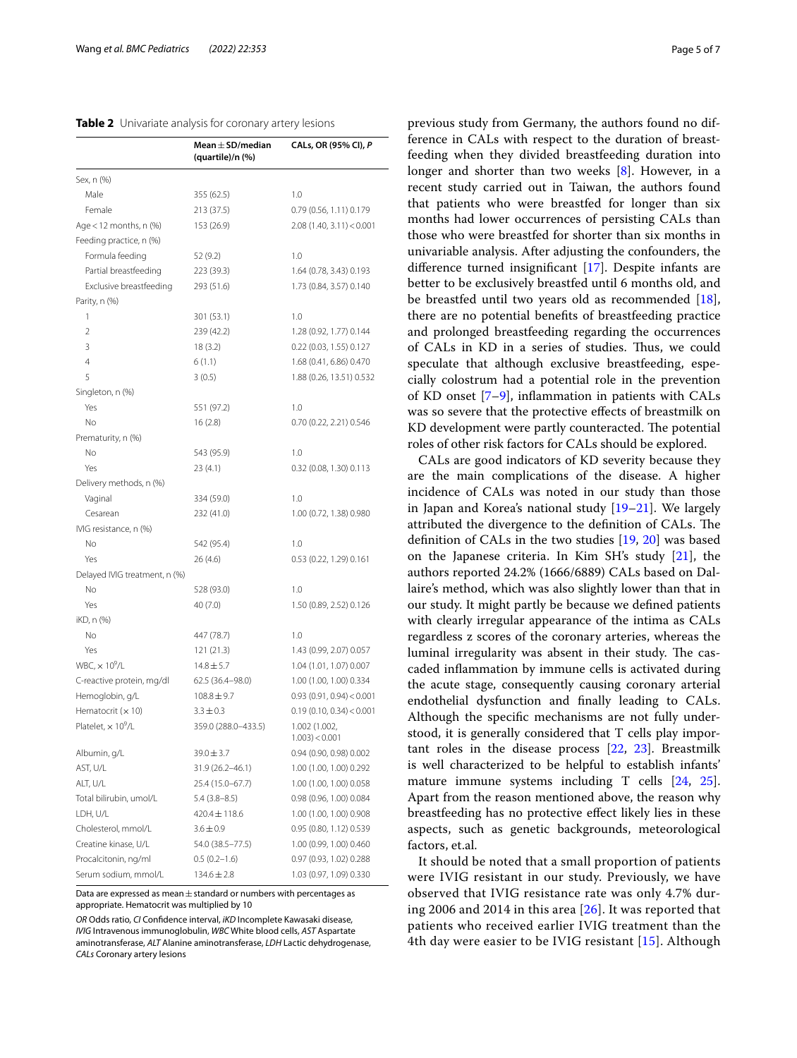**Table 2** Univariate analysis for coronary artery lesions

| | Mean ± SD/median (quartile)/n (%) | CALs, OR (95% CI), *P* |
|---|---|---|
| Sex, n (%) | | |
| Male | 355 (62.5) | 1.0 |
| Female | 213 (37.5) | 0.79 (0.56, 1.11) 0.179 |
| Age < 12 months, n (%) | 153 (26.9) | 2.08 (1.40, 3.11) < 0.001 |
| Feeding practice, n (%) | | |
| Formula feeding | 52 (9.2) | 1.0 |
| Partial breastfeeding | 223 (39.3) | 1.64 (0.78, 3.43) 0.193 |
| Exclusive breastfeeding | 293 (51.6) | 1.73 (0.84, 3.57) 0.140 |
| Parity, n (%) | | |
| 1 | 301 (53.1) | 1.0 |
| 2 | 239 (42.2) | 1.28 (0.92, 1.77) 0.144 |
| 3 | 18 (3.2) | 0.22 (0.03, 1.55) 0.127 |
| 4 | 6 (1.1) | 1.68 (0.41, 6.86) 0.470 |
| 5 | 3 (0.5) | 1.88 (0.26, 13.51) 0.532 |
| Singleton, n (%) | | |
| Yes | 551 (97.2) | 1.0 |
| No | 16 (2.8) | 0.70 (0.22, 2.21) 0.546 |
| Prematurity, n (%) | | |
| No | 543 (95.9) | 1.0 |
| Yes | 23 (4.1) | 0.32 (0.08, 1.30) 0.113 |
| Delivery methods, n (%) | | |
| Vaginal | 334 (59.0) | 1.0 |
| Cesarean | 232 (41.0) | 1.00 (0.72, 1.38) 0.980 |
| IVIG resistance, n (%) | | |
| No | 542 (95.4) | 1.0 |
| Yes | 26 (4.6) | 0.53 (0.22, 1.29) 0.161 |
| Delayed IVIG treatment, n (%) | | |
| No | 528 (93.0) | 1.0 |
| Yes | 40 (7.0) | 1.50 (0.89, 2.52) 0.126 |
| iKD, n (%) | | |
| No | 447 (78.7) | 1.0 |
| Yes | 121 (21.3) | 1.43 (0.99, 2.07) 0.057 |
| WBC, $\times 10^9$/L | 14.8 ± 5.7 | 1.04 (1.01, 1.07) 0.007 |
| C-reactive protein, mg/dl | 62.5 (36.4–98.0) | 1.00 (1.00, 1.00) 0.334 |
| Hemoglobin, g/L | 108.8 ± 9.7 | 0.93 (0.91, 0.94) < 0.001 |
| Hematocrit (× 10) | 3.3 ± 0.3 | 0.19 (0.10, 0.34) < 0.001 |
| Platelet, $\times 10^9$/L | 359.0 (288.0–433.5) | 1.002 (1.002, 1.003) < 0.001 |
| Albumin, g/L | 39.0 ± 3.7 | 0.94 (0.90, 0.98) 0.002 |
| AST, U/L | 31.9 (26.2–46.1) | 1.00 (1.00, 1.00) 0.292 |
| ALT, U/L | 25.4 (15.0–67.7) | 1.00 (1.00, 1.00) 0.058 |
| Total bilirubin, umol/L | 5.4 (3.8–8.5) | 0.98 (0.96, 1.00) 0.084 |
| LDH, U/L | 420.4 ± 118.6 | 1.00 (1.00, 1.00) 0.908 |
| Cholesterol, mmol/L | 3.6 ± 0.9 | 0.95 (0.80, 1.12) 0.539 |
| Creatine kinase, U/L | 54.0 (38.5–77.5) | 1.00 (0.99, 1.00) 0.460 |
| Procalcitonin, ng/ml | 0.5 (0.2–1.6) | 0.97 (0.93, 1.02) 0.288 |
| Serum sodium, mmol/L | 134.6 ± 2.8 | 1.03 (0.97, 1.09) 0.330 |

Data are expressed as mean ± standard or numbers with percentages as appropriate. Hematocrit was multiplied by 10

*OR* Odds ratio, *CI* Confidence interval, *iKD* Incomplete Kawasaki disease, *IVIG* Intravenous immunoglobulin, *WBC* White blood cells, *AST* Aspartate aminotransferase, *ALT* Alanine aminotransferase, *LDH* Lactic dehydrogenase, *CALs* Coronary artery lesions

previous study from Germany, the authors found no difference in CALs with respect to the duration of breastfeeding when they divided breastfeeding duration into longer and shorter than two weeks [8]. However, in a recent study carried out in Taiwan, the authors found that patients who were breastfed for longer than six months had lower occurrences of persisting CALs than those who were breastfed for shorter than six months in univariable analysis. After adjusting the confounders, the difference turned insignificant [17]. Despite infants are better to be exclusively breastfed until 6 months old, and be breastfed until two years old as recommended [18], there are no potential benefits of breastfeeding practice and prolonged breastfeeding regarding the occurrences of CALs in KD in a series of studies. Thus, we could speculate that although exclusive breastfeeding, especially colostrum had a potential role in the prevention of KD onset [7–9], inflammation in patients with CALs was so severe that the protective effects of breastmilk on KD development were partly counteracted. The potential roles of other risk factors for CALs should be explored.

CALs are good indicators of KD severity because they are the main complications of the disease. A higher incidence of CALs was noted in our study than those in Japan and Korea's national study [19–21]. We largely attributed the divergence to the definition of CALs. The definition of CALs in the two studies [19, 20] was based on the Japanese criteria. In Kim SH's study [21], the authors reported 24.2% (1666/6889) CALs based on Dallaire's method, which was also slightly lower than that in our study. It might partly be because we defined patients with clearly irregular appearance of the intima as CALs regardless z scores of the coronary arteries, whereas the luminal irregularity was absent in their study. The cascaded inflammation by immune cells is activated during the acute stage, consequently causing coronary arterial endothelial dysfunction and finally leading to CALs. Although the specific mechanisms are not fully understood, it is generally considered that T cells play important roles in the disease process [22, 23]. Breastmilk is well characterized to be helpful to establish infants' mature immune systems including T cells [24, 25]. Apart from the reason mentioned above, the reason why breastfeeding has no protective effect likely lies in these aspects, such as genetic backgrounds, meteorological factors, et.al.

It should be noted that a small proportion of patients were IVIG resistant in our study. Previously, we have observed that IVIG resistance rate was only 4.7% during 2006 and 2014 in this area [26]. It was reported that patients who received earlier IVIG treatment than the 4th day were easier to be IVIG resistant [15]. Although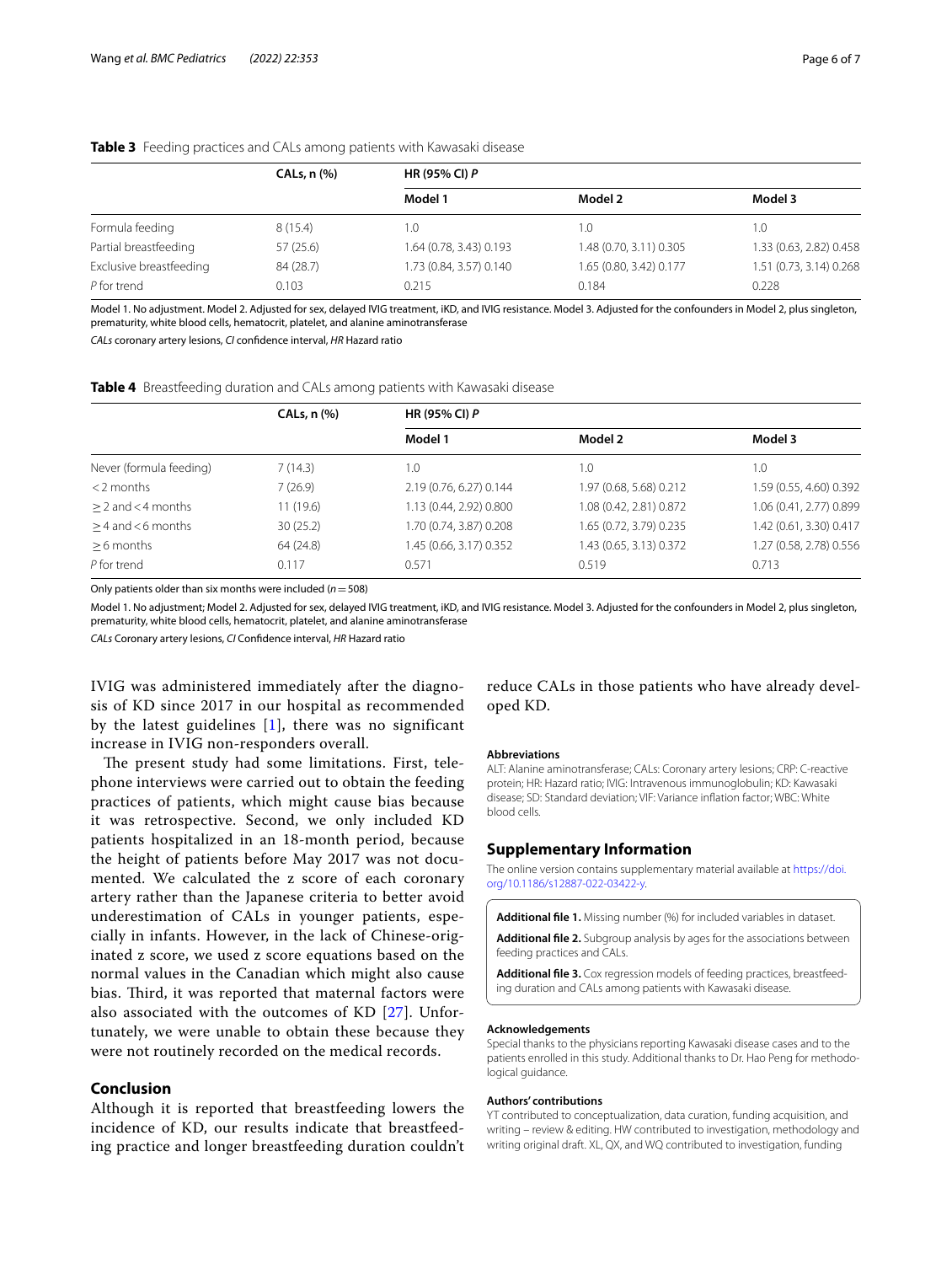**Table 3** Feeding practices and CALs among patients with Kawasaki disease

| | CALs, n (%) | HR (95% CI) *P* | | |
|---|---|---|---|---|
| | | Model 1 | Model 2 | Model 3 |
| Formula feeding | 8 (15.4) | 1.0 | 1.0 | 1.0 |
| Partial breastfeeding | 57 (25.6) | 1.64 (0.78, 3.43) 0.193 | 1.48 (0.70, 3.11) 0.305 | 1.33 (0.63, 2.82) 0.458 |
| Exclusive breastfeeding | 84 (28.7) | 1.73 (0.84, 3.57) 0.140 | 1.65 (0.80, 3.42) 0.177 | 1.51 (0.73, 3.14) 0.268 |
| *P* for trend | 0.103 | 0.215 | 0.184 | 0.228 |

Model 1. No adjustment. Model 2. Adjusted for sex, delayed IVIG treatment, iKD, and IVIG resistance. Model 3. Adjusted for the confounders in Model 2, plus singleton, prematurity, white blood cells, hematocrit, platelet, and alanine aminotransferase

*CALs* coronary artery lesions, *CI* confidence interval, *HR* Hazard ratio

**Table 4** Breastfeeding duration and CALs among patients with Kawasaki disease

| | CALs, n (%) | HR (95% CI) *P* | | |
|---|---|---|---|---|
| | | Model 1 | Model 2 | Model 3 |
| Never (formula feeding) | 7 (14.3) | 1.0 | 1.0 | 1.0 |
| < 2 months | 7 (26.9) | 2.19 (0.76, 6.27) 0.144 | 1.97 (0.68, 5.68) 0.212 | 1.59 (0.55, 4.60) 0.392 |
| ≥ 2 and < 4 months | 11 (19.6) | 1.13 (0.44, 2.92) 0.800 | 1.08 (0.42, 2.81) 0.872 | 1.06 (0.41, 2.77) 0.899 |
| ≥ 4 and < 6 months | 30 (25.2) | 1.70 (0.74, 3.87) 0.208 | 1.65 (0.72, 3.79) 0.235 | 1.42 (0.61, 3.30) 0.417 |
| ≥ 6 months | 64 (24.8) | 1.45 (0.66, 3.17) 0.352 | 1.43 (0.65, 3.13) 0.372 | 1.27 (0.58, 2.78) 0.556 |
| *P* for trend | 0.117 | 0.571 | 0.519 | 0.713 |

Only patients older than six months were included ($n = 508$)

Model 1. No adjustment; Model 2. Adjusted for sex, delayed IVIG treatment, iKD, and IVIG resistance. Model 3. Adjusted for the confounders in Model 2, plus singleton, prematurity, white blood cells, hematocrit, platelet, and alanine aminotransferase

*CALs* Coronary artery lesions, *CI* Confidence interval, *HR* Hazard ratio

IVIG was administered immediately after the diagnosis of KD since 2017 in our hospital as recommended by the latest guidelines [1], there was no significant increase in IVIG non-responders overall.

The present study had some limitations. First, telephone interviews were carried out to obtain the feeding practices of patients, which might cause bias because it was retrospective. Second, we only included KD patients hospitalized in an 18-month period, because the height of patients before May 2017 was not documented. We calculated the z score of each coronary artery rather than the Japanese criteria to better avoid underestimation of CALs in younger patients, especially in infants. However, in the lack of Chinese-originated z score, we used z score equations based on the normal values in the Canadian which might also cause bias. Third, it was reported that maternal factors were also associated with the outcomes of KD [27]. Unfortunately, we were unable to obtain these because they were not routinely recorded on the medical records.

## Conclusion

Although it is reported that breastfeeding lowers the incidence of KD, our results indicate that breastfeeding practice and longer breastfeeding duration couldn't reduce CALs in those patients who have already developed KD.

#### Abbreviations

ALT: Alanine aminotransferase; CALs: Coronary artery lesions; CRP: C-reactive protein; HR: Hazard ratio; IVIG: Intravenous immunoglobulin; KD: Kawasaki disease; SD: Standard deviation; VIF: Variance inflation factor; WBC: White blood cells.

## Supplementary Information

The online version contains supplementary material available at https://doi.org/10.1186/s12887-022-03422-y.

**Additional file 1.** Missing number (%) for included variables in dataset.

**Additional file 2.** Subgroup analysis by ages for the associations between feeding practices and CALs.

**Additional file 3.** Cox regression models of feeding practices, breastfeeding duration and CALs among patients with Kawasaki disease.

#### Acknowledgements

Special thanks to the physicians reporting Kawasaki disease cases and to the patients enrolled in this study. Additional thanks to Dr. Hao Peng for methodological guidance.

#### Authors' contributions

YT contributed to conceptualization, data curation, funding acquisition, and writing – review & editing. HW contributed to investigation, methodology and writing original draft. XL, QX, and WQ contributed to investigation, funding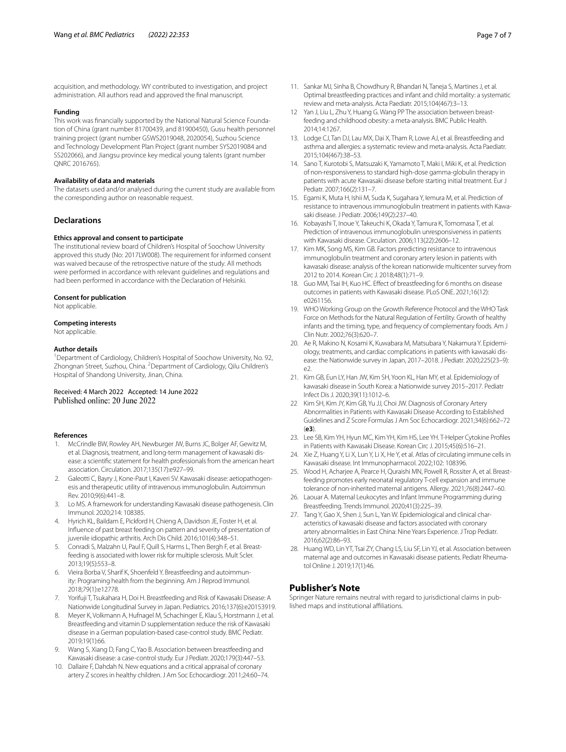acquisition, and methodology. WY contributed to investigation, and project administration. All authors read and approved the final manuscript.

#### Funding

This work was financially supported by the National Natural Science Foundation of China (grant number 81700439, and 81900450), Gusu health personnel training project (grant number GSWS2019048, 2020054), Suzhou Science and Technology Development Plan Project (grant number SYS2019084 and SS202066), and Jiangsu province key medical young talents (grant number QNRC 2016765).

#### Availability of data and materials

The datasets used and/or analysed during the current study are available from the corresponding author on reasonable request.

## Declarations

#### Ethics approval and consent to participate

The institutional review board of Children's Hospital of Soochow University approved this study (No: 2017LW008). The requirement for informed consent was waived because of the retrospective nature of the study. All methods were performed in accordance with relevant guidelines and regulations and had been performed in accordance with the Declaration of Helsinki.

#### Consent for publication

Not applicable.

#### Competing interests

Not applicable.

#### Author details

[1]Department of Cardiology, Children's Hospital of Soochow University, No. 92, Zhongnan Street, Suzhou, China. [2]Department of Cardiology, Qilu Children's Hospital of Shandong University, Jinan, China.

Received: 4 March 2022 Accepted: 14 June 2022
Published online: 20 June 2022

#### References

1. McCrindle BW, Rowley AH, Newburger JW, Burns JC, Bolger AF, Gewitz M, et al. Diagnosis, treatment, and long-term management of kawasaki disease: a scientific statement for health professionals from the american heart association. Circulation. 2017;135(17):e927–99.
2. Galeotti C, Bayry J, Kone-Paut I, Kaveri SV. Kawasaki disease: aetiopathogenesis and therapeutic utility of intravenous immunoglobulin. Autoimmun Rev. 2010;9(6):441–8.
3. Lo MS. A framework for understanding Kawasaki disease pathogenesis. Clin Immunol. 2020;214: 108385.
4. Hyrich KL, Baildam E, Pickford H, Chieng A, Davidson JE, Foster H, et al. Influence of past breast feeding on pattern and severity of presentation of juvenile idiopathic arthritis. Arch Dis Child. 2016;101(4):348–51.
5. Conradi S, Malzahn U, Paul F, Quill S, Harms L, Then Bergh F, et al. Breastfeeding is associated with lower risk for multiple sclerosis. Mult Scler. 2013;19(5):553–8.
6. Vieira Borba V, Sharif K, Shoenfeld Y. Breastfeeding and autoimmunity: Programing health from the beginning. Am J Reprod Immunol. 2018;79(1):e12778.
7. Yorifuji T, Tsukahara H, Doi H. Breastfeeding and Risk of Kawasaki Disease: A Nationwide Longitudinal Survey in Japan. Pediatrics. 2016;137(6):e20153919.
8. Meyer K, Volkmann A, Hufnagel M, Schachinger E, Klau S, Horstmann J, et al. Breastfeeding and vitamin D supplementation reduce the risk of Kawasaki disease in a German population-based case-control study. BMC Pediatr. 2019;19(1):66.
9. Wang S, Xiang D, Fang C, Yao B. Association between breastfeeding and Kawasaki disease: a case-control study. Eur J Pediatr. 2020;179(3):447–53.
10. Dallaire F, Dahdah N. New equations and a critical appraisal of coronary artery Z scores in healthy children. J Am Soc Echocardiogr. 2011;24:60–74.
11. Sankar MJ, Sinha B, Chowdhury R, Bhandari N, Taneja S, Martines J, et al. Optimal breastfeeding practices and infant and child mortality: a systematic review and meta-analysis. Acta Paediatr. 2015;104(467):3–13.
12. Yan J, Liu L, Zhu Y, Huang G. Wang PP The association between breastfeeding and childhood obesity: a meta-analysis. BMC Public Health. 2014;14:1267.
13. Lodge CJ, Tan DJ, Lau MX, Dai X, Tham R, Lowe AJ, et al. Breastfeeding and asthma and allergies: a systematic review and meta-analysis. Acta Paediatr. 2015;104(467):38–53.
14. Sano T, Kurotobi S, Matsuzaki K, Yamamoto T, Maki I, Miki K, et al. Prediction of non-responsiveness to standard high-dose gamma-globulin therapy in patients with acute Kawasaki disease before starting initial treatment. Eur J Pediatr. 2007;166(2):131–7.
15. Egami K, Muta H, Ishii M, Suda K, Sugahara Y, Iemura M, et al. Prediction of resistance to intravenous immunoglobulin treatment in patients with Kawasaki disease. J Pediatr. 2006;149(2):237–40.
16. Kobayashi T, Inoue Y, Takeuchi K, Okada Y, Tamura K, Tomomasa T, et al. Prediction of intravenous immunoglobulin unresponsiveness in patients with Kawasaki disease. Circulation. 2006;113(22):2606–12.
17. Kim MK, Song MS, Kim GB. Factors predicting resistance to intravenous immunoglobulin treatment and coronary artery lesion in patients with kawasaki disease: analysis of the korean nationwide multicenter survey from 2012 to 2014. Korean Circ J. 2018;48(1):71–9.
18. Guo MM, Tsai IH, Kuo HC. Effect of breastfeeding for 6 months on disease outcomes in patients with Kawasaki disease. PLoS ONE. 2021;16(12): e0261156.
19. WHO Working Group on the Growth Reference Protocol and the WHO Task Force on Methods for the Natural Regulation of Fertility. Growth of healthy infants and the timing, type, and frequency of complementary foods. Am J Clin Nutr. 2002;76(3):620–7.
20. Ae R, Makino N, Kosami K, Kuwabara M, Matsubara Y, Nakamura Y. Epidemiology, treatments, and cardiac complications in patients with kawasaki disease: the Nationwide survey in Japan, 2017–2018. J Pediatr. 2020;225(23–9): e2.
21. Kim GB, Eun LY, Han JW, Kim SH, Yoon KL, Han MY, et al. Epidemiology of kawasaki disease in South Korea: a Nationwide survey 2015–2017. Pediatr Infect Dis J. 2020;39(11):1012–6.
22. Kim SH, Kim JY, Kim GB, Yu JJ, Choi JW. Diagnosis of Coronary Artery Abnormalities in Patients with Kawasaki Disease According to Established Guidelines and Z Score Formulas J Am Soc Echocardiogr. 2021;34(6):662–72 (**e3**).
23. Lee SB, Kim YH, Hyun MC, Kim YH, Kim HS, Lee YH. T-Helper Cytokine Profiles in Patients with Kawasaki Disease. Korean Circ J. 2015;45(6):516–21.
24. Xie Z, Huang Y, Li X, Lun Y, Li X, He Y, et al. Atlas of circulating immune cells in Kawasaki disease. Int Immunopharmacol. 2022;102: 108396.
25. Wood H, Acharjee A, Pearce H, Quraishi MN, Powell R, Rossiter A, et al. Breastfeeding promotes early neonatal regulatory T-cell expansion and immune tolerance of non-inherited maternal antigens. Allergy. 2021;76(8):2447–60.
26. Laouar A. Maternal Leukocytes and Infant Immune Programming during Breastfeeding. Trends Immunol. 2020;41(3):225–39.
27. Tang Y, Gao X, Shen J, Sun L, Yan W. Epidemiological and clinical characteristics of kawasaki disease and factors associated with coronary artery abnormalities in East China: Nine Years Experience. J Trop Pediatr. 2016;62(2):86–93.
28. Huang WD, Lin YT, Tsai ZY, Chang LS, Liu SF, Lin YJ, et al. Association between maternal age and outcomes in Kawasaki disease patients. Pediatr Rheumatol Online J. 2019;17(1):46.

## Publisher's Note

Springer Nature remains neutral with regard to jurisdictional claims in published maps and institutional affiliations.